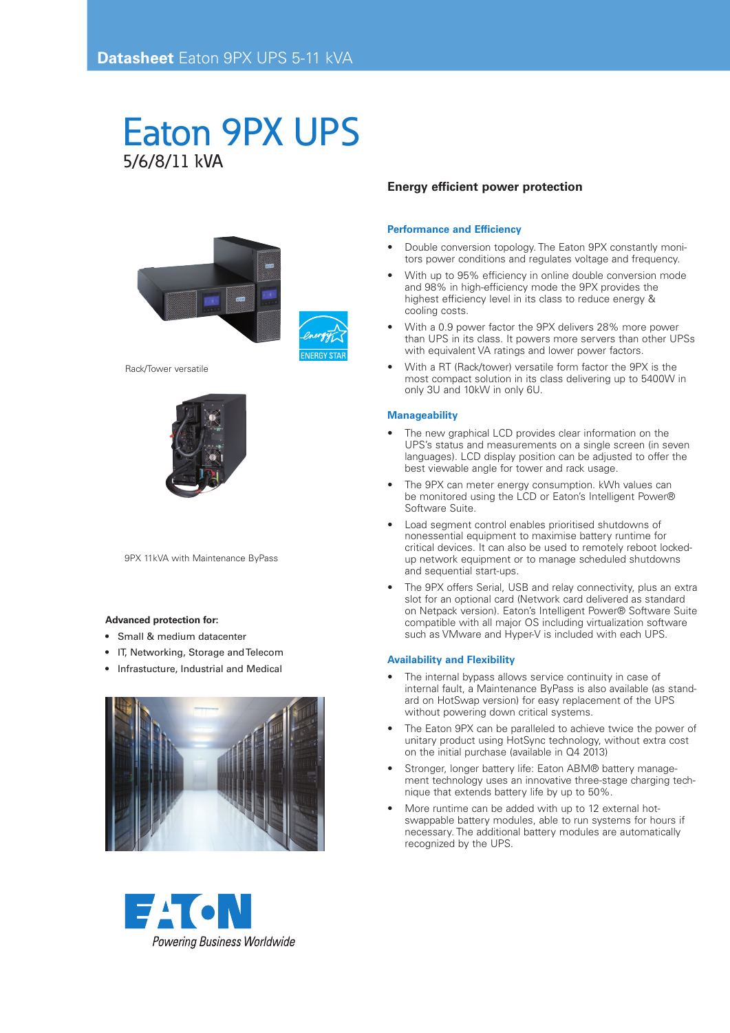# Eaton 9PX UPS

5/6/8/11 kVA

Rack/Tower versatile

9PX 11kVA with Maintenance ByPass

**Advanced protection for:**

- Small & medium datacenter
- IT, Networking, Storage and Telecom
- Infrastucture, Industrial and Medical

Powering Business Worldwide

## Energy efficient power protection

### Performance and Efficiency

- Double conversion topology. The Eaton 9PX constantly monitors power conditions and regulates voltage and frequency.
- With up to 95% efficiency in online double conversion mode and 98% in high-efficiency mode the 9PX provides the highest efficiency level in its class to reduce energy & cooling costs.
- With a 0.9 power factor the 9PX delivers 28% more power than UPS in its class. It powers more servers than other UPSs with equivalent VA ratings and lower power factors.
- With a RT (Rack/tower) versatile form factor the 9PX is the most compact solution in its class delivering up to 5400W in only 3U and 10kW in only 6U.

### Manageability

- The new graphical LCD provides clear information on the UPS's status and measurements on a single screen (in seven languages). LCD display position can be adjusted to offer the best viewable angle for tower and rack usage.
- The 9PX can meter energy consumption. kWh values can be monitored using the LCD or Eaton's Intelligent Power® Software Suite.
- Load segment control enables prioritised shutdowns of nonessential equipment to maximise battery runtime for critical devices. It can also be used to remotely reboot locked-up network equipment or to manage scheduled shutdowns and sequential start-ups.
- The 9PX offers Serial, USB and relay connectivity, plus an extra slot for an optional card (Network card delivered as standard on Netpack version). Eaton's Intelligent Power® Software Suite compatible with all major OS including virtualization software such as VMware and Hyper-V is included with each UPS.

### Availability and Flexibility

- The internal bypass allows service continuity in case of internal fault, a Maintenance ByPass is also available (as standard on HotSwap version) for easy replacement of the UPS without powering down critical systems.
- The Eaton 9PX can be paralleled to achieve twice the power of unitary product using HotSync technology, without extra cost on the initial purchase (available in Q4 2013)
- Stronger, longer battery life: Eaton ABM® battery management technology uses an innovative three-stage charging technique that extends battery life by up to 50%.
- More runtime can be added with up to 12 external hot-swappable battery modules, able to run systems for hours if necessary. The additional battery modules are automatically recognized by the UPS.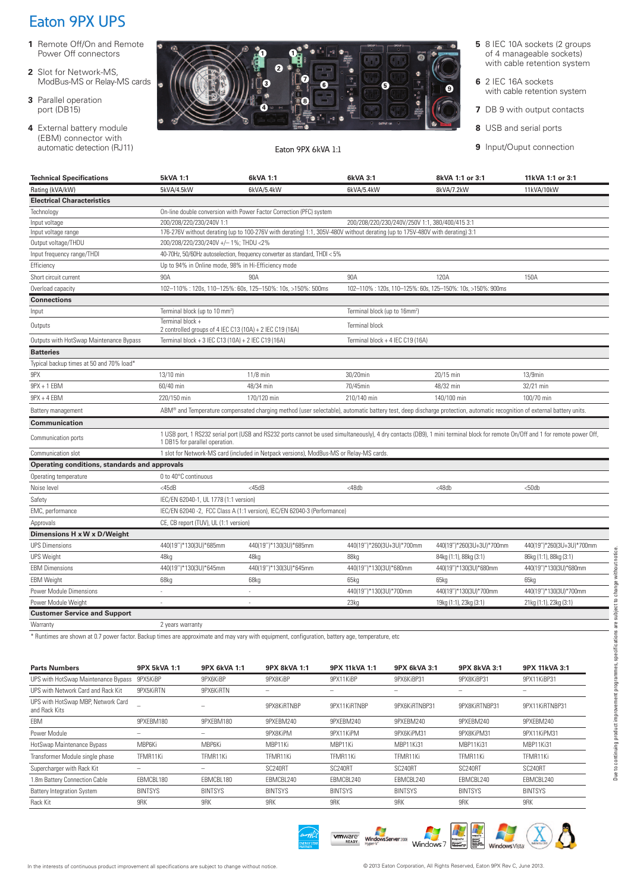# Eaton 9PX UPS

1. Remote Off/On and Remote Power Off connectors
2. Slot for Network-MS, ModBus-MS or Relay-MS cards
3. Parallel operation port (DB15)
4. External battery module (EBM) connector with automatic detection (RJ11)
5. 8 IEC 10A sockets (2 groups of 4 manageable sockets) with cable retention system
6. 2 IEC 16A sockets with cable retention system
7. DB 9 with output contacts
8. USB and serial ports
9. Input/Ouput connection

Eaton 9PX 6kVA 1:1

| Technical Specifications | 5kVA 1:1 | 6kVA 1:1 | 6kVA 3:1 | 8kVA 1:1 or 3:1 | 11kVA 1:1 or 3:1 |
|---|---|---|---|---|---|
| Rating (kVA/kW) | 5kVA/4.5kW | 6kVA/5.4kW | 6kVA/5.4kW | 8kVA/7.2kW | 11kVA/10kW |
| **Electrical Characteristics** | | | | | |
| Technology | On-line double conversion with Power Factor Correction (PFC) system | | | | |
| Input voltage | 200/208/220/230/240V 1:1 | | 200/208/220/230/240V/250V 1:1, 380/400/415 3:1 | | |
| Input voltage range | 176-276V without derating (up to 100-276V with derating) 1:1, 305V-480V without derating (up to 175V-480V with derating) 3:1 | | | | |
| Output voltage/THDU | 200/208/220/230/240V +/– 1%; THDU <2% | | | | |
| Input frequency range/THDI | 40-70Hz, 50/60Hz autoselection, frequency converter as standard, THDI < 5% | | | | |
| Efficiency | Up to 94% in Online mode, 98% in Hi-Efficiency mode | | | | |
| Short circuit current | 90A | 90A | 90A | 120A | 150A |
| Overload capacity | 102–110% : 120s, 110–125%: 60s, 125–150%: 10s, >150%: 500ms | | 102–110% : 120s, 110–125%: 60s, 125–150%: 10s, >150%: 900ms | | |
| **Connections** | | | | | |
| Input | Terminal block (up to 10 mm²) | | Terminal block (up to 16mm²) | | |
| Outputs | Terminal block + 2 controlled groups of 4 IEC C13 (10A) + 2 IEC C19 (16A) | | Terminal block | | |
| Outputs with HotSwap Maintenance Bypass | Terminal block + 3 IEC C13 (10A) + 2 IEC C19 (16A) | | Terminal block + 4 IEC C19 (16A) | | |
| **Batteries** | | | | | |
| Typical backup times at 50 and 70% load* | | | | | |
| 9PX | 13/10 min | 11/8 min | 30/20min | 20/15 min | 13/9min |
| 9PX + 1 EBM | 60/40 min | 48/34 min | 70/45min | 48/32 min | 32/21 min |
| 9PX + 4 EBM | 220/150 min | 170/120 min | 210/140 min | 140/100 min | 100/70 min |
| Battery management | ABM® and Temperature compensated charging method (user selectable), automatic battery test, deep discharge protection, automatic recognition of external battery units. | | | | |
| **Communication** | | | | | |
| Communication ports | 1 USB port, 1 RS232 serial port (USB and RS232 ports cannot be used simultaneously), 4 dry contacts (DB9), 1 mini terminal block for remote On/Off and 1 for remote power Off, 1 DB15 for parallel operation. | | | | |
| Communication slot | 1 slot for Network-MS card (included in Netpack versions), ModBus-MS or Relay-MS cards. | | | | |
| **Operating conditions, standards and approvals** | | | | | |
| Operating temperature | 0 to 40°C continuous | | | | |
| Noise level | <45dB | <45dB | <48db | <48db | <50db |
| Safety | IEC/EN 62040-1, UL 1778 (1:1 version) | | | | |
| EMC, performance | IEC/EN 62040 -2, FCC Class A (1:1 version), IEC/EN 62040-3 (Performance) | | | | |
| Approvals | CE, CB report (TUV), UL (1:1 version) | | | | |
| **Dimensions H x W x D/Weight** | | | | | |
| UPS Dimensions | 440(19")*130(3U)*685mm | 440(19")*130(3U)*685mm | 440(19")*260(3U+3U)*700mm | 440(19")*260(3U+3U)*700mm | 440(19")*260(3U+3U)*700mm |
| UPS Weight | 48kg | 48kg | 88kg | 84kg (1:1), 88kg (3:1) | 86kg (1:1), 88kg (3:1) |
| EBM Dimensions | 440(19")*130(3U)*645mm | 440(19")*130(3U)*645mm | 440(19")*130(3U)*680mm | 440(19")*130(3U)*680mm | 440(19")*130(3U)*680mm |
| EBM Weight | 68kg | 68kg | 65kg | 65kg | 65kg |
| Power Module Dimensions | - | - | 440(19")*130(3U)*700mm | 440(19")*130(3U)*700mm | 440(19")*130(3U)*700mm |
| Power Module Weight | - | - | 23kg | 19kg (1:1), 23kg (3:1) | 21kg (1:1), 23kg (3:1) |
| **Customer Service and Support** | | | | | |
| Warranty | 2 years warranty | | | | |

* Runtimes are shown at 0.7 power factor. Backup times are approximate and may vary with equipment, configuration, battery age, temperature, etc

| Parts Numbers | 9PX 5kVA 1:1 | 9PX 6kVA 1:1 | 9PX 8kVA 1:1 | 9PX 11kVA 1:1 | 9PX 6kVA 3:1 | 9PX 8kVA 3:1 | 9PX 11kVA 3:1 |
|---|---|---|---|---|---|---|---|
| UPS with HotSwap Maintenance Bypass | 9PX5KiBP | 9PX6KiBP | 9PX8KiBP | 9PX11KiBP | 9PX6KiBP31 | 9PX8KiBP31 | 9PX11KiBP31 |
| UPS with Network Card and Rack Kit | 9PX5KiRTN | 9PX6KiRTN | – | – | – | – | – |
| UPS with HotSwap MBP, Network Card and Rack Kits | – | – | 9PX8KiRTNBP | 9PX11KiRTNBP | 9PX6KiRTNBP31 | 9PX8KiRTNBP31 | 9PX11KiRTNBP31 |
| EBM | 9PXEBM180 | 9PXEBM180 | 9PXEBM240 | 9PXEBM240 | 9PXEBM240 | 9PXEBM240 | 9PXEBM240 |
| Power Module | – | – | 9PX8KiPM | 9PX11KiPM | 9PX6KiPM31 | 9PX8KiPM31 | 9PX11KiPM31 |
| HotSwap Maintenance Bypass | MBP6Ki | MBP6Ki | MBP11Ki | MBP11Ki | MBP11Ki31 | MBP11Ki31 | MBP11Ki31 |
| Transformer Module single phase | TFMR11Ki | TFMR11Ki | TFMR11Ki | TFMR11Ki | TFMR11Ki | TFMR11Ki | TFMR11Ki |
| Supercharger with Rack Kit | – | – | SC240RT | SC240RT | SC240RT | SC240RT | SC240RT |
| 1.8m Battery Connection Cable | EBMCBL180 | EBMCBL180 | EBMCBL240 | EBMCBL240 | EBMCBL240 | EBMCBL240 | EBMCBL240 |
| Battery Integration System | BINTSYS | BINTSYS | BINTSYS | BINTSYS | BINTSYS | BINTSYS | BINTSYS |
| Rack Kit | 9RK | 9RK | 9RK | 9RK | 9RK | 9RK | 9RK |

Due to continuing product improvement programmes, specifications are subject to change without notice.

In the interests of continuous product improvement all specifications are subject to change without notice.

© 2013 Eaton Corporation, All Rights Reserved, Eaton 9PX Rev C, June 2013.